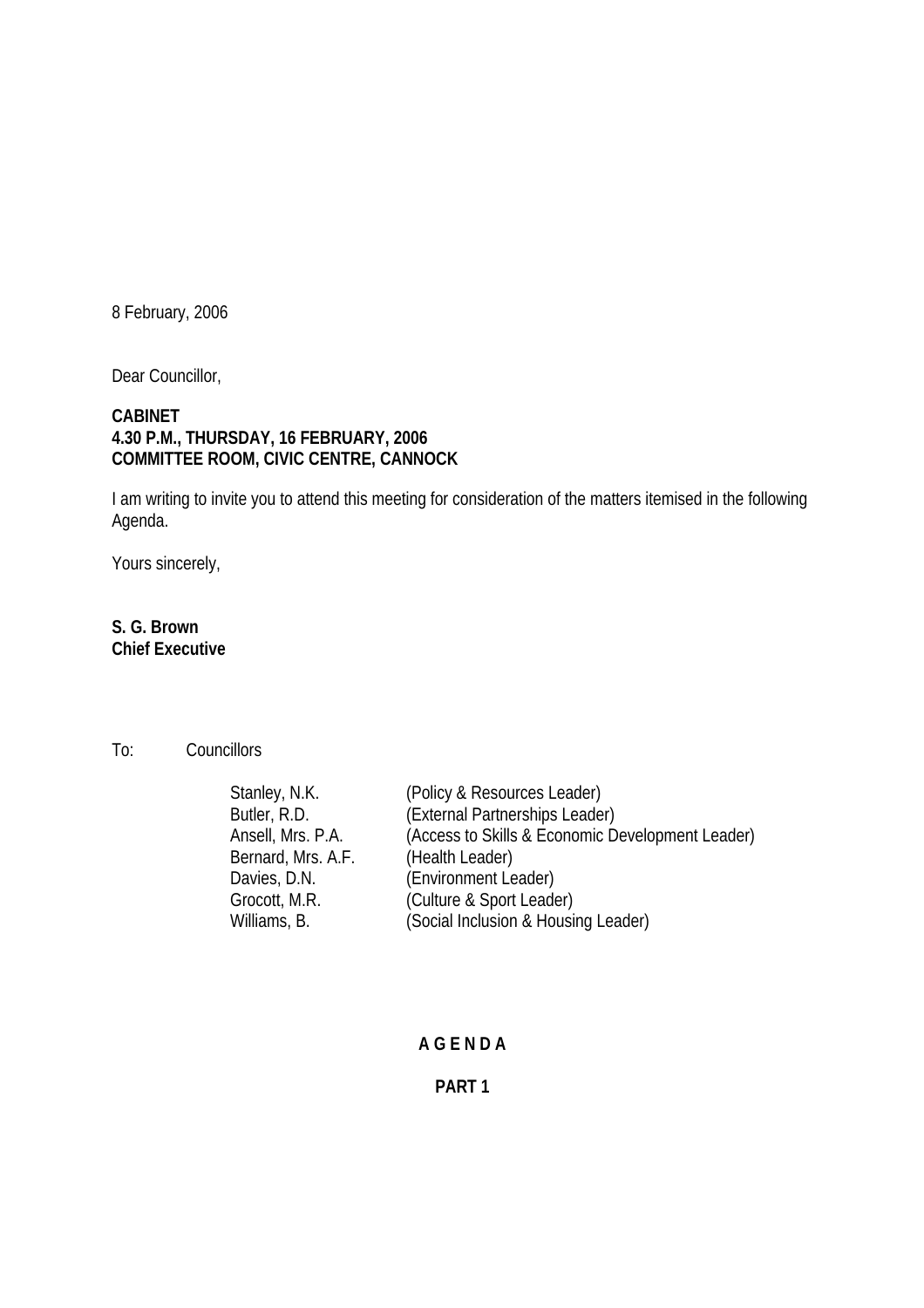8 February, 2006

Dear Councillor,

**CABINET**
**4.30 P.M., THURSDAY, 16 FEBRUARY, 2006**
**COMMITTEE ROOM, CIVIC CENTRE, CANNOCK**

I am writing to invite you to attend this meeting for consideration of the matters itemised in the following Agenda.

Yours sincerely,

**S. G. Brown**
**Chief Executive**

To: Councillors

| | |
|---|---|
| Stanley, N.K. | (Policy & Resources Leader) |
| Butler, R.D. | (External Partnerships Leader) |
| Ansell, Mrs. P.A. | (Access to Skills & Economic Development Leader) |
| Bernard, Mrs. A.F. | (Health Leader) |
| Davies, D.N. | (Environment Leader) |
| Grocott, M.R. | (Culture & Sport Leader) |
| Williams, B. | (Social Inclusion & Housing Leader) |

# A G E N D A

## PART 1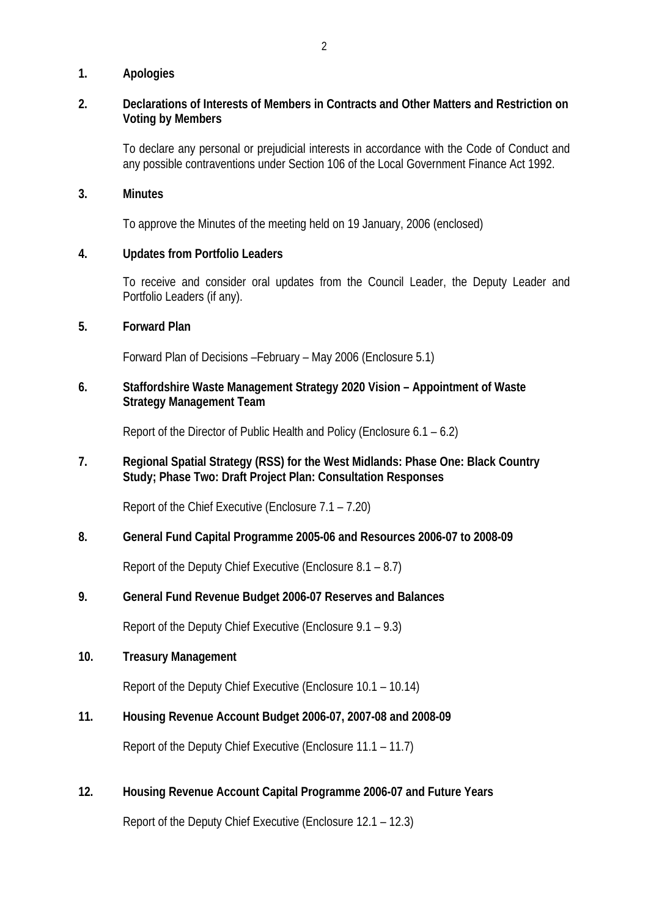**1. Apologies**

**2. Declarations of Interests of Members in Contracts and Other Matters and Restriction on Voting by Members**

To declare any personal or prejudicial interests in accordance with the Code of Conduct and any possible contraventions under Section 106 of the Local Government Finance Act 1992.

**3. Minutes**

To approve the Minutes of the meeting held on 19 January, 2006 (enclosed)

**4. Updates from Portfolio Leaders**

To receive and consider oral updates from the Council Leader, the Deputy Leader and Portfolio Leaders (if any).

**5. Forward Plan**

Forward Plan of Decisions –February – May 2006 (Enclosure 5.1)

**6. Staffordshire Waste Management Strategy 2020 Vision – Appointment of Waste Strategy Management Team**

Report of the Director of Public Health and Policy (Enclosure 6.1 – 6.2)

**7. Regional Spatial Strategy (RSS) for the West Midlands: Phase One: Black Country Study; Phase Two: Draft Project Plan: Consultation Responses**

Report of the Chief Executive (Enclosure 7.1 – 7.20)

**8. General Fund Capital Programme 2005-06 and Resources 2006-07 to 2008-09**

Report of the Deputy Chief Executive (Enclosure 8.1 – 8.7)

**9. General Fund Revenue Budget 2006-07 Reserves and Balances**

Report of the Deputy Chief Executive (Enclosure 9.1 – 9.3)

**10. Treasury Management**

Report of the Deputy Chief Executive (Enclosure 10.1 – 10.14)

**11. Housing Revenue Account Budget 2006-07, 2007-08 and 2008-09**

Report of the Deputy Chief Executive (Enclosure 11.1 – 11.7)

**12. Housing Revenue Account Capital Programme 2006-07 and Future Years**

Report of the Deputy Chief Executive (Enclosure 12.1 – 12.3)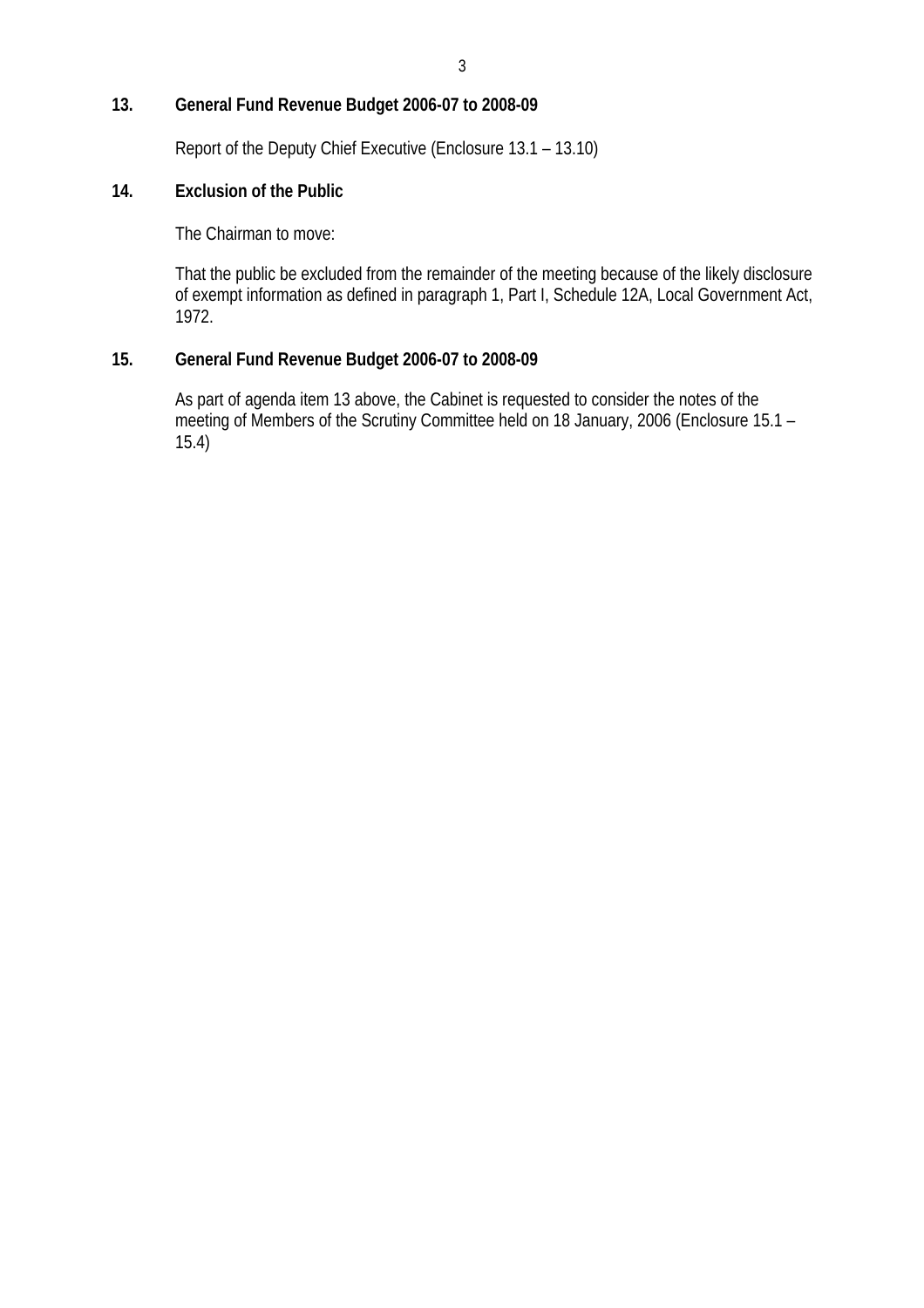**13. General Fund Revenue Budget 2006-07 to 2008-09**

Report of the Deputy Chief Executive (Enclosure 13.1 – 13.10)

**14. Exclusion of the Public**

The Chairman to move:

That the public be excluded from the remainder of the meeting because of the likely disclosure of exempt information as defined in paragraph 1, Part I, Schedule 12A, Local Government Act, 1972.

**15. General Fund Revenue Budget 2006-07 to 2008-09**

As part of agenda item 13 above, the Cabinet is requested to consider the notes of the meeting of Members of the Scrutiny Committee held on 18 January, 2006 (Enclosure 15.1 – 15.4)